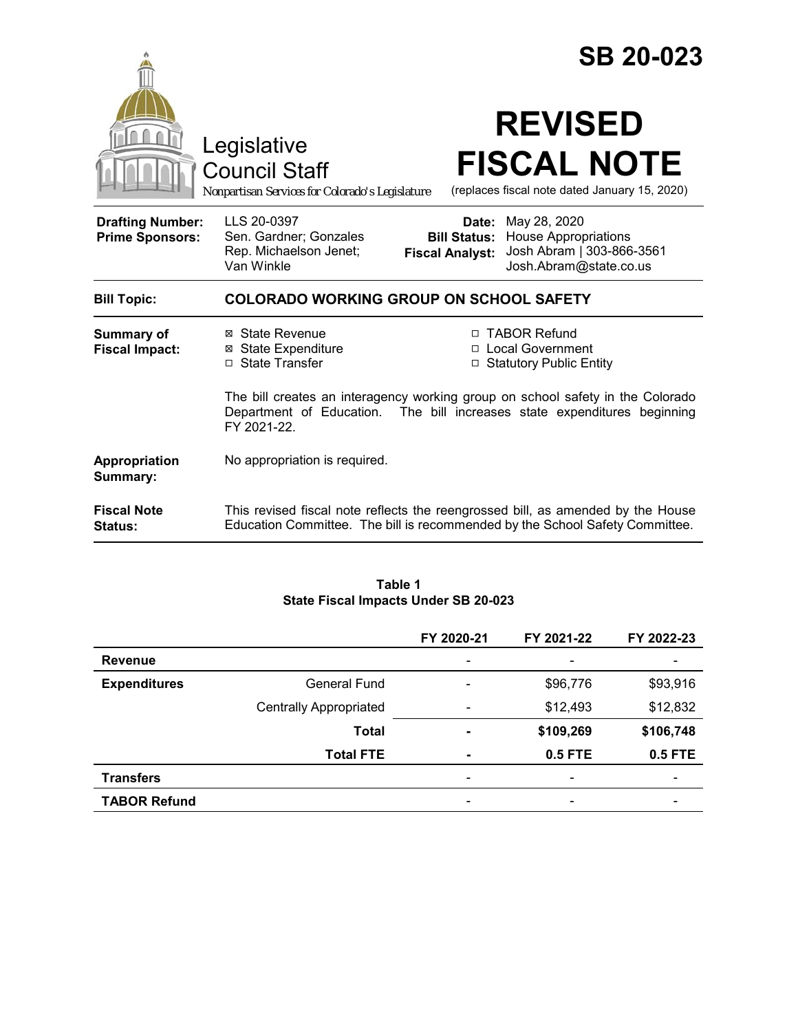# SB 20-023

Legislative Council Staff

*Nonpartisan Services for Colorado's Legislature*

# REVISED FISCAL NOTE

(replaces fiscal note dated January 15, 2020)

| | | | |
|---|---|---|---|
| **Drafting Number:** | LLS 20-0397 | **Date:** | May 28, 2020 |
| **Prime Sponsors:** | Sen. Gardner; Gonzales<br>Rep. Michaelson Jenet; Van Winkle | **Bill Status:** | House Appropriations |
| | | **Fiscal Analyst:** | Josh Abram \| 303-866-3561<br>Josh.Abram@state.co.us |

**Bill Topic:** **COLORADO WORKING GROUP ON SCHOOL SAFETY**

**Summary of Fiscal Impact:**

- ☒ State Revenue
- ☒ State Expenditure
- ☐ State Transfer
- ☐ TABOR Refund
- ☐ Local Government
- ☐ Statutory Public Entity

The bill creates an interagency working group on school safety in the Colorado Department of Education. The bill increases state expenditures beginning FY 2021-22.

**Appropriation Summary:** No appropriation is required.

**Fiscal Note Status:** This revised fiscal note reflects the reengrossed bill, as amended by the House Education Committee. The bill is recommended by the School Safety Committee.

**Table 1**
**State Fiscal Impacts Under SB 20-023**

| | | FY 2020-21 | FY 2021-22 | FY 2022-23 |
|---|---|---|---|---|
| **Revenue** | | - | - | - |
| **Expenditures** | General Fund | - | $96,776 | $93,916 |
| | Centrally Appropriated | - | $12,493 | $12,832 |
| | **Total** | **-** | **$109,269** | **$106,748** |
| | **Total FTE** | **-** | **0.5 FTE** | **0.5 FTE** |
| **Transfers** | | - | - | - |
| **TABOR Refund** | | - | - | - |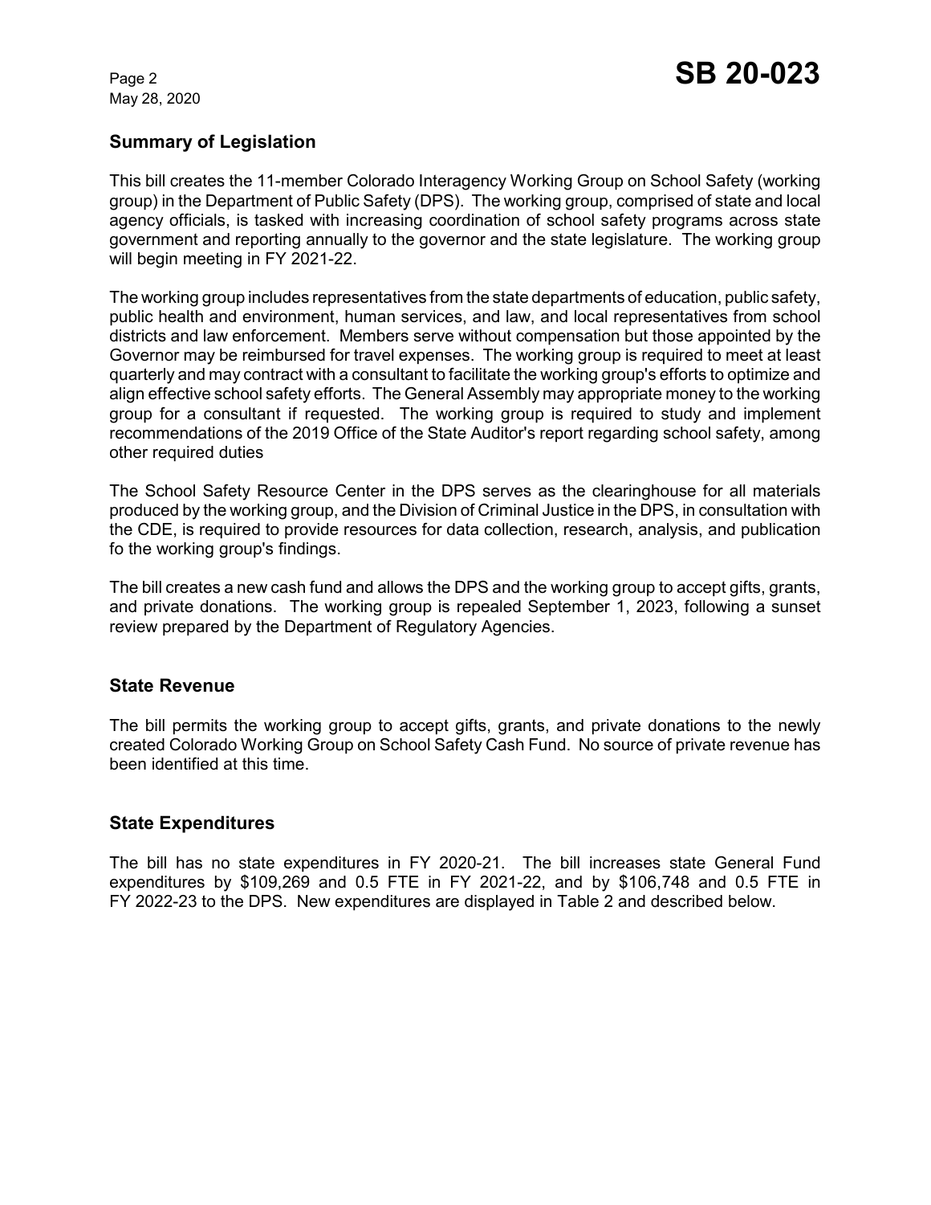## Summary of Legislation

This bill creates the 11-member Colorado Interagency Working Group on School Safety (working group) in the Department of Public Safety (DPS). The working group, comprised of state and local agency officials, is tasked with increasing coordination of school safety programs across state government and reporting annually to the governor and the state legislature. The working group will begin meeting in FY 2021-22.

The working group includes representatives from the state departments of education, public safety, public health and environment, human services, and law, and local representatives from school districts and law enforcement. Members serve without compensation but those appointed by the Governor may be reimbursed for travel expenses. The working group is required to meet at least quarterly and may contract with a consultant to facilitate the working group's efforts to optimize and align effective school safety efforts. The General Assembly may appropriate money to the working group for a consultant if requested. The working group is required to study and implement recommendations of the 2019 Office of the State Auditor's report regarding school safety, among other required duties

The School Safety Resource Center in the DPS serves as the clearinghouse for all materials produced by the working group, and the Division of Criminal Justice in the DPS, in consultation with the CDE, is required to provide resources for data collection, research, analysis, and publication fo the working group's findings.

The bill creates a new cash fund and allows the DPS and the working group to accept gifts, grants, and private donations. The working group is repealed September 1, 2023, following a sunset review prepared by the Department of Regulatory Agencies.

## State Revenue

The bill permits the working group to accept gifts, grants, and private donations to the newly created Colorado Working Group on School Safety Cash Fund. No source of private revenue has been identified at this time.

## State Expenditures

The bill has no state expenditures in FY 2020-21. The bill increases state General Fund expenditures by $109,269 and 0.5 FTE in FY 2021-22, and by $106,748 and 0.5 FTE in FY 2022-23 to the DPS. New expenditures are displayed in Table 2 and described below.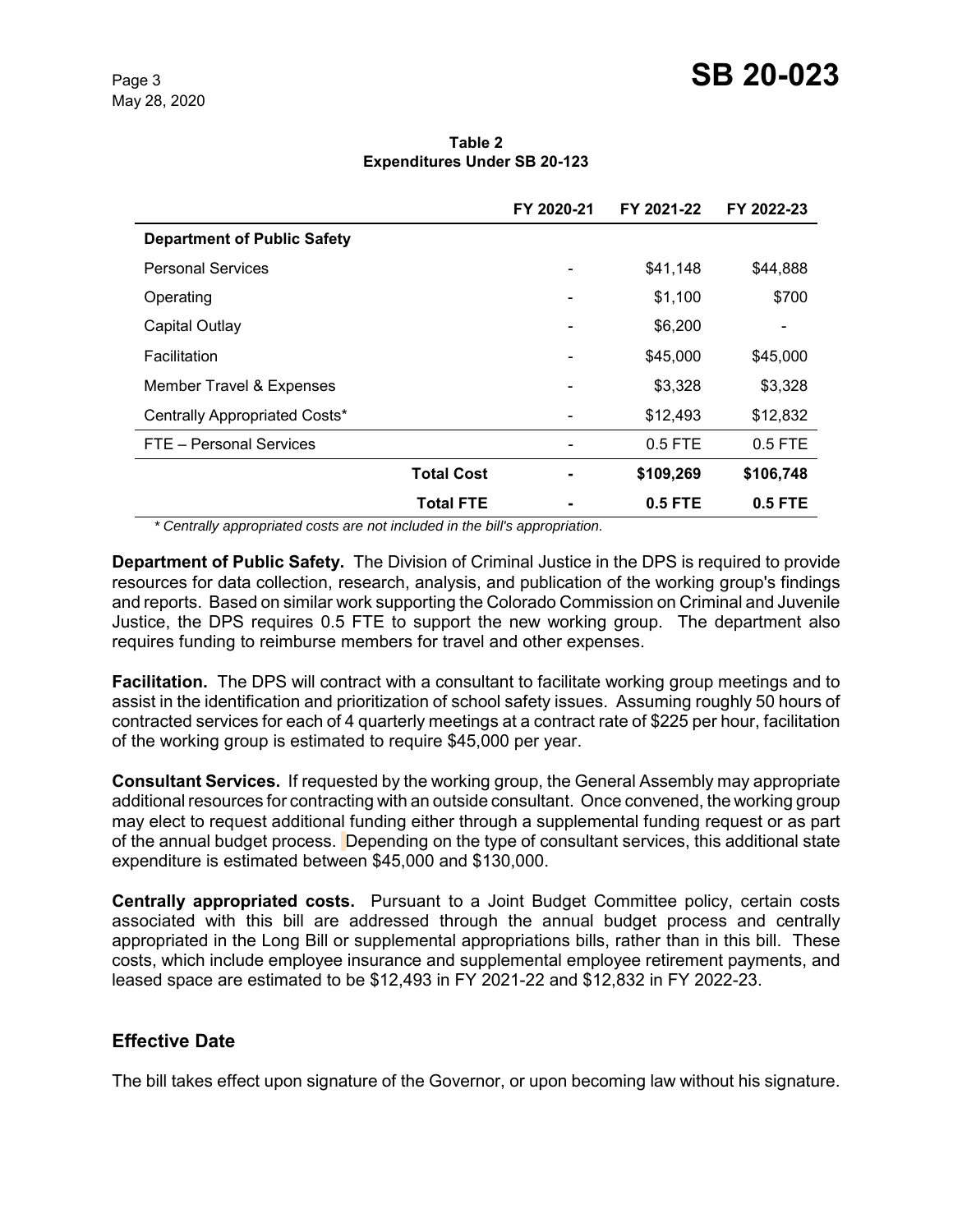**Table 2**
**Expenditures Under SB 20-123**

| | | FY 2020-21 | FY 2021-22 | FY 2022-23 |
|---|---|---|---|---|
| **Department of Public Safety** | | | | |
| Personal Services | | - | $41,148 | $44,888 |
| Operating | | - | $1,100 | $700 |
| Capital Outlay | | - | $6,200 | - |
| Facilitation | | - | $45,000 | $45,000 |
| Member Travel & Expenses | | - | $3,328 | $3,328 |
| Centrally Appropriated Costs* | | - | $12,493 | $12,832 |
| FTE – Personal Services | | - | 0.5 FTE | 0.5 FTE |
| | **Total Cost** | **-** | **$109,269** | **$106,748** |
| | **Total FTE** | **-** | **0.5 FTE** | **0.5 FTE** |

*\* Centrally appropriated costs are not included in the bill's appropriation.*

**Department of Public Safety.** The Division of Criminal Justice in the DPS is required to provide resources for data collection, research, analysis, and publication of the working group's findings and reports. Based on similar work supporting the Colorado Commission on Criminal and Juvenile Justice, the DPS requires 0.5 FTE to support the new working group. The department also requires funding to reimburse members for travel and other expenses.

**Facilitation.** The DPS will contract with a consultant to facilitate working group meetings and to assist in the identification and prioritization of school safety issues. Assuming roughly 50 hours of contracted services for each of 4 quarterly meetings at a contract rate of $225 per hour, facilitation of the working group is estimated to require $45,000 per year.

**Consultant Services.** If requested by the working group, the General Assembly may appropriate additional resources for contracting with an outside consultant. Once convened, the working group may elect to request additional funding either through a supplemental funding request or as part of the annual budget process. Depending on the type of consultant services, this additional state expenditure is estimated between $45,000 and $130,000.

**Centrally appropriated costs.** Pursuant to a Joint Budget Committee policy, certain costs associated with this bill are addressed through the annual budget process and centrally appropriated in the Long Bill or supplemental appropriations bills, rather than in this bill. These costs, which include employee insurance and supplemental employee retirement payments, and leased space are estimated to be $12,493 in FY 2021-22 and $12,832 in FY 2022-23.

## Effective Date

The bill takes effect upon signature of the Governor, or upon becoming law without his signature.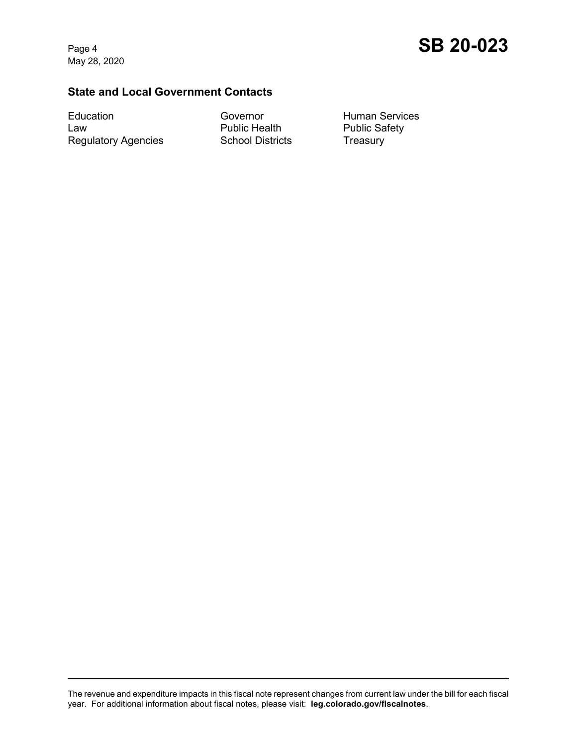## State and Local Government Contacts

| | | |
|---|---|---|
| Education | Governor | Human Services |
| Law | Public Health | Public Safety |
| Regulatory Agencies | School Districts | Treasury |

The revenue and expenditure impacts in this fiscal note represent changes from current law under the bill for each fiscal year. For additional information about fiscal notes, please visit: **leg.colorado.gov/fiscalnotes**.